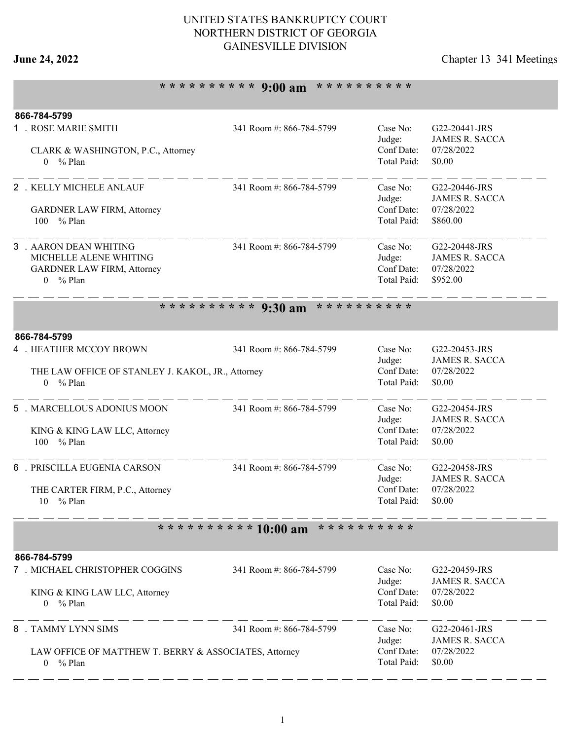UNITED STATES BANKRUPTCY COURT
NORTHERN DISTRICT OF GEORGIA
GAINESVILLE DIVISION

**June 24, 2022** Chapter 13 341 Meetings

## * * * * * * * * * * 9:00 am * * * * * * * * * *

**866-784-5799**

1 . ROSE MARIE SMITH — 341 Room #: 866-784-5799

CLARK & WASHINGTON, P.C., Attorney
0 % Plan

Case No: G22-20441-JRS
Judge: JAMES R. SACCA
Conf Date: 07/28/2022
Total Paid: $0.00

---

2 . KELLY MICHELE ANLAUF — 341 Room #: 866-784-5799

GARDNER LAW FIRM, Attorney
100 % Plan

Case No: G22-20446-JRS
Judge: JAMES R. SACCA
Conf Date: 07/28/2022
Total Paid: $860.00

---

3 . AARON DEAN WHITING — 341 Room #: 866-784-5799
MICHELLE ALENE WHITING
GARDNER LAW FIRM, Attorney
0 % Plan

Case No: G22-20448-JRS
Judge: JAMES R. SACCA
Conf Date: 07/28/2022
Total Paid: $952.00

## * * * * * * * * * * 9:30 am * * * * * * * * * *

**866-784-5799**

4 . HEATHER MCCOY BROWN — 341 Room #: 866-784-5799

THE LAW OFFICE OF STANLEY J. KAKOL, JR., Attorney
0 % Plan

Case No: G22-20453-JRS
Judge: JAMES R. SACCA
Conf Date: 07/28/2022
Total Paid: $0.00

---

5 . MARCELLOUS ADONIUS MOON — 341 Room #: 866-784-5799

KING & KING LAW LLC, Attorney
100 % Plan

Case No: G22-20454-JRS
Judge: JAMES R. SACCA
Conf Date: 07/28/2022
Total Paid: $0.00

---

6 . PRISCILLA EUGENIA CARSON — 341 Room #: 866-784-5799

THE CARTER FIRM, P.C., Attorney
10 % Plan

Case No: G22-20458-JRS
Judge: JAMES R. SACCA
Conf Date: 07/28/2022
Total Paid: $0.00

## * * * * * * * * * * 10:00 am * * * * * * * * * *

**866-784-5799**

7 . MICHAEL CHRISTOPHER COGGINS — 341 Room #: 866-784-5799

KING & KING LAW LLC, Attorney
0 % Plan

Case No: G22-20459-JRS
Judge: JAMES R. SACCA
Conf Date: 07/28/2022
Total Paid: $0.00

---

8 . TAMMY LYNN SIMS — 341 Room #: 866-784-5799

LAW OFFICE OF MATTHEW T. BERRY & ASSOCIATES, Attorney
0 % Plan

Case No: G22-20461-JRS
Judge: JAMES R. SACCA
Conf Date: 07/28/2022
Total Paid: $0.00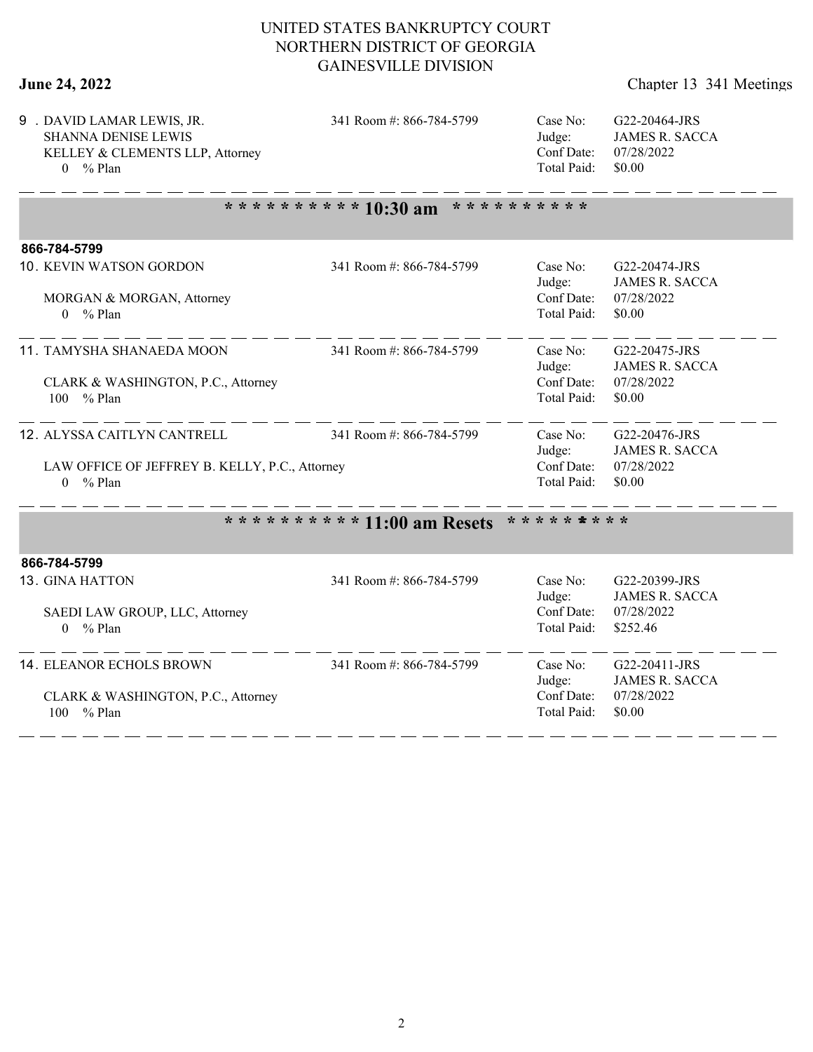UNITED STATES BANKRUPTCY COURT
NORTHERN DISTRICT OF GEORGIA
GAINESVILLE DIVISION

**June 24, 2022** Chapter 13 341 Meetings

9 . DAVID LAMAR LEWIS, JR. — 341 Room #: 866-784-5799
SHANNA DENISE LEWIS
KELLEY & CLEMENTS LLP, Attorney
0 % Plan

Case No: G22-20464-JRS
Judge: JAMES R. SACCA
Conf Date: 07/28/2022
Total Paid: $0.00

---

## * * * * * * * * * * 10:30 am * * * * * * * * * *

**866-784-5799**

10. KEVIN WATSON GORDON — 341 Room #: 866-784-5799
MORGAN & MORGAN, Attorney
0 % Plan

Case No: G22-20474-JRS
Judge: JAMES R. SACCA
Conf Date: 07/28/2022
Total Paid: $0.00

---

11. TAMYSHA SHANAEDA MOON — 341 Room #: 866-784-5799
CLARK & WASHINGTON, P.C., Attorney
100 % Plan

Case No: G22-20475-JRS
Judge: JAMES R. SACCA
Conf Date: 07/28/2022
Total Paid: $0.00

---

12. ALYSSA CAITLYN CANTRELL — 341 Room #: 866-784-5799
LAW OFFICE OF JEFFREY B. KELLY, P.C., Attorney
0 % Plan

Case No: G22-20476-JRS
Judge: JAMES R. SACCA
Conf Date: 07/28/2022
Total Paid: $0.00

---

## * * * * * * * * * * 11:00 am Resets * * * * * * * * * *

**866-784-5799**

13. GINA HATTON — 341 Room #: 866-784-5799
SAEDI LAW GROUP, LLC, Attorney
0 % Plan

Case No: G22-20399-JRS
Judge: JAMES R. SACCA
Conf Date: 07/28/2022
Total Paid: $252.46

---

14. ELEANOR ECHOLS BROWN — 341 Room #: 866-784-5799
CLARK & WASHINGTON, P.C., Attorney
100 % Plan

Case No: G22-20411-JRS
Judge: JAMES R. SACCA
Conf Date: 07/28/2022
Total Paid: $0.00